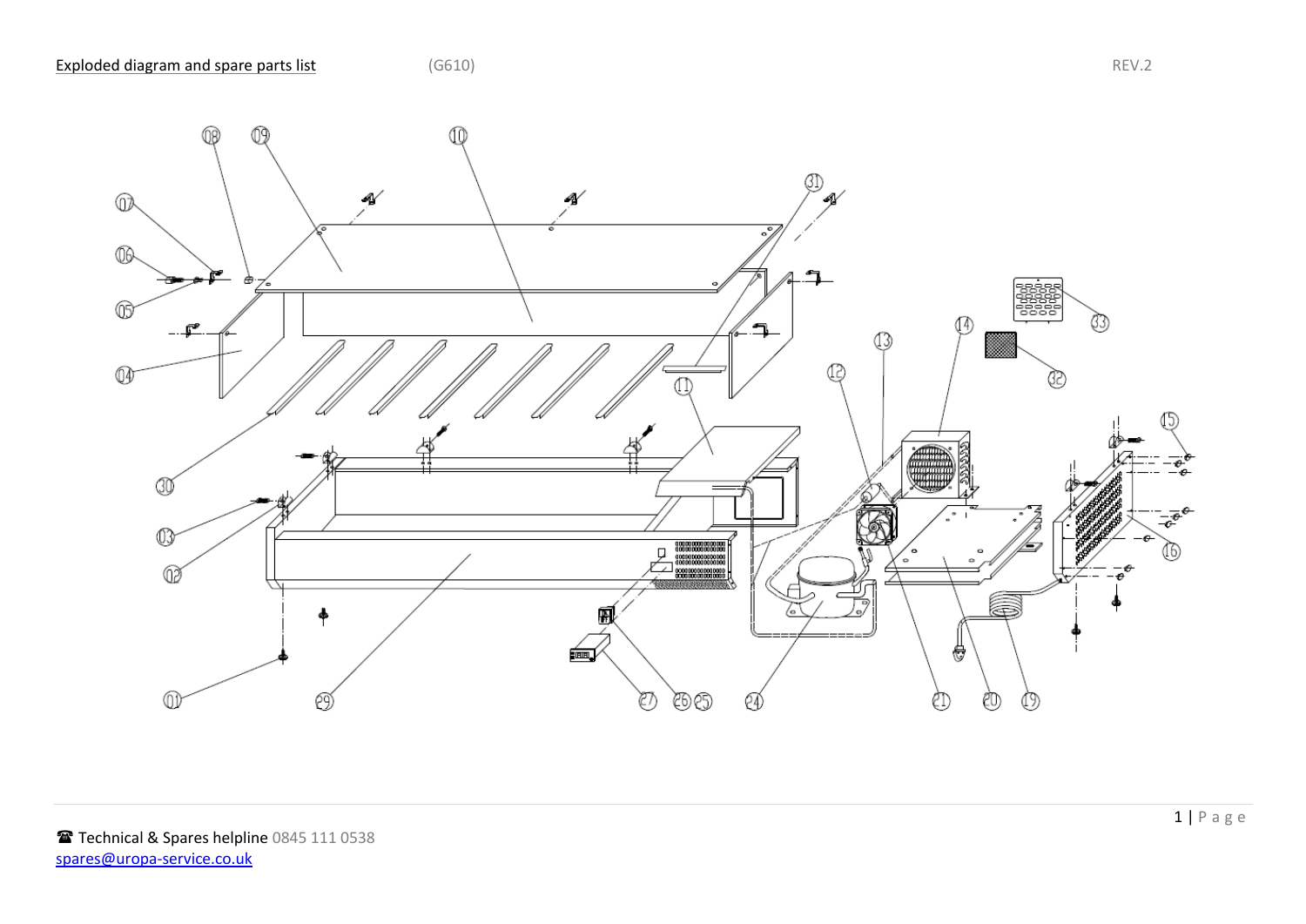Exploded diagram and spare parts list (G610) REV.2

☎ Technical & Spares helpline 0845 111 0538
spares@uropa-service.co.uk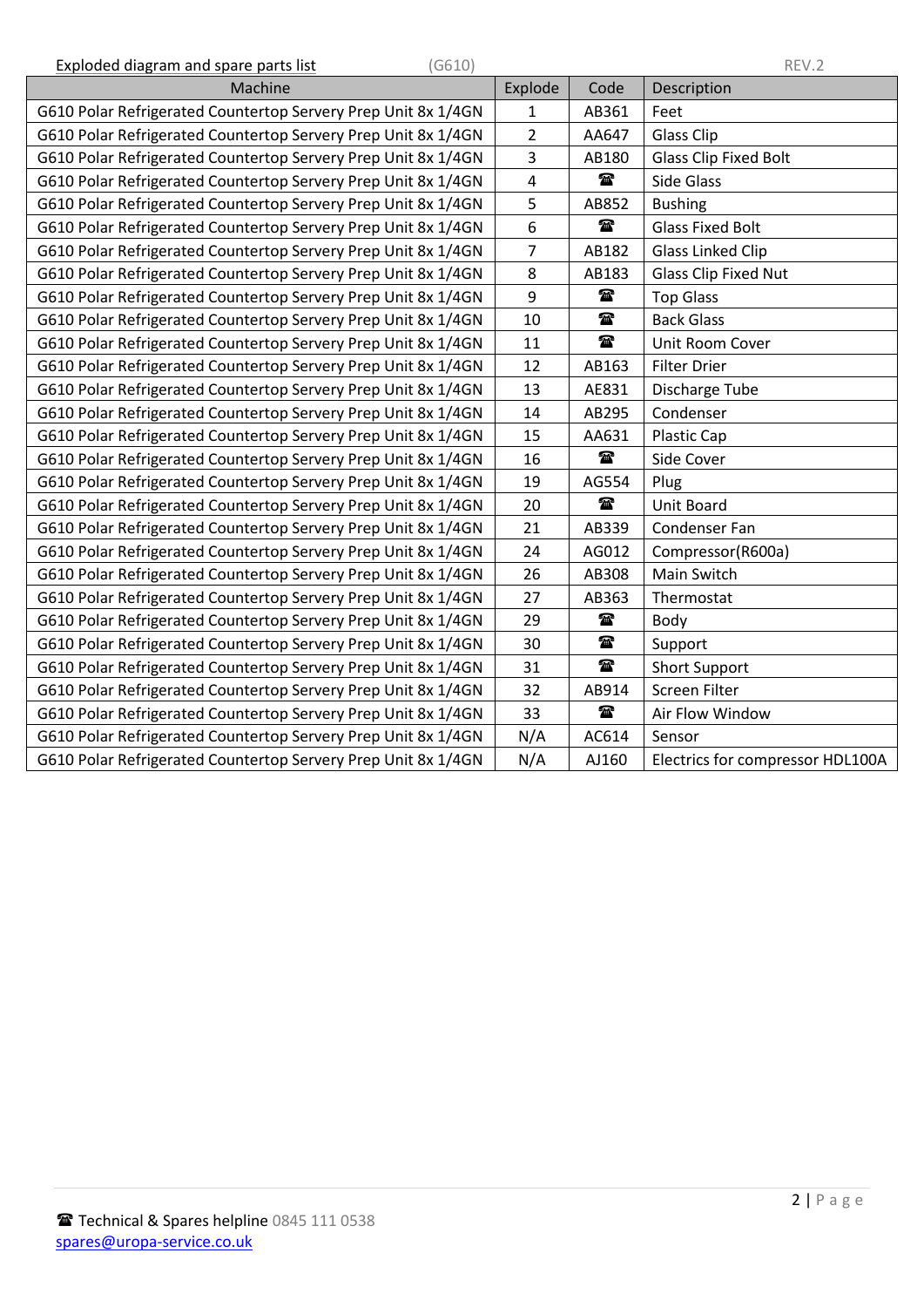Exploded diagram and spare parts list (G610) REV.2

| Machine | Explode | Code | Description |
|---|---|---|---|
| G610 Polar Refrigerated Countertop Servery Prep Unit 8x 1/4GN | 1 | AB361 | Feet |
| G610 Polar Refrigerated Countertop Servery Prep Unit 8x 1/4GN | 2 | AA647 | Glass Clip |
| G610 Polar Refrigerated Countertop Servery Prep Unit 8x 1/4GN | 3 | AB180 | Glass Clip Fixed Bolt |
| G610 Polar Refrigerated Countertop Servery Prep Unit 8x 1/4GN | 4 | ☎ | Side Glass |
| G610 Polar Refrigerated Countertop Servery Prep Unit 8x 1/4GN | 5 | AB852 | Bushing |
| G610 Polar Refrigerated Countertop Servery Prep Unit 8x 1/4GN | 6 | ☎ | Glass Fixed Bolt |
| G610 Polar Refrigerated Countertop Servery Prep Unit 8x 1/4GN | 7 | AB182 | Glass Linked Clip |
| G610 Polar Refrigerated Countertop Servery Prep Unit 8x 1/4GN | 8 | AB183 | Glass Clip Fixed Nut |
| G610 Polar Refrigerated Countertop Servery Prep Unit 8x 1/4GN | 9 | ☎ | Top Glass |
| G610 Polar Refrigerated Countertop Servery Prep Unit 8x 1/4GN | 10 | ☎ | Back Glass |
| G610 Polar Refrigerated Countertop Servery Prep Unit 8x 1/4GN | 11 | ☎ | Unit Room Cover |
| G610 Polar Refrigerated Countertop Servery Prep Unit 8x 1/4GN | 12 | AB163 | Filter Drier |
| G610 Polar Refrigerated Countertop Servery Prep Unit 8x 1/4GN | 13 | AE831 | Discharge Tube |
| G610 Polar Refrigerated Countertop Servery Prep Unit 8x 1/4GN | 14 | AB295 | Condenser |
| G610 Polar Refrigerated Countertop Servery Prep Unit 8x 1/4GN | 15 | AA631 | Plastic Cap |
| G610 Polar Refrigerated Countertop Servery Prep Unit 8x 1/4GN | 16 | ☎ | Side Cover |
| G610 Polar Refrigerated Countertop Servery Prep Unit 8x 1/4GN | 19 | AG554 | Plug |
| G610 Polar Refrigerated Countertop Servery Prep Unit 8x 1/4GN | 20 | ☎ | Unit Board |
| G610 Polar Refrigerated Countertop Servery Prep Unit 8x 1/4GN | 21 | AB339 | Condenser Fan |
| G610 Polar Refrigerated Countertop Servery Prep Unit 8x 1/4GN | 24 | AG012 | Compressor(R600a) |
| G610 Polar Refrigerated Countertop Servery Prep Unit 8x 1/4GN | 26 | AB308 | Main Switch |
| G610 Polar Refrigerated Countertop Servery Prep Unit 8x 1/4GN | 27 | AB363 | Thermostat |
| G610 Polar Refrigerated Countertop Servery Prep Unit 8x 1/4GN | 29 | ☎ | Body |
| G610 Polar Refrigerated Countertop Servery Prep Unit 8x 1/4GN | 30 | ☎ | Support |
| G610 Polar Refrigerated Countertop Servery Prep Unit 8x 1/4GN | 31 | ☎ | Short Support |
| G610 Polar Refrigerated Countertop Servery Prep Unit 8x 1/4GN | 32 | AB914 | Screen Filter |
| G610 Polar Refrigerated Countertop Servery Prep Unit 8x 1/4GN | 33 | ☎ | Air Flow Window |
| G610 Polar Refrigerated Countertop Servery Prep Unit 8x 1/4GN | N/A | AC614 | Sensor |
| G610 Polar Refrigerated Countertop Servery Prep Unit 8x 1/4GN | N/A | AJ160 | Electrics for compressor HDL100A |

☎ Technical & Spares helpline 0845 111 0538
spares@uropa-service.co.uk